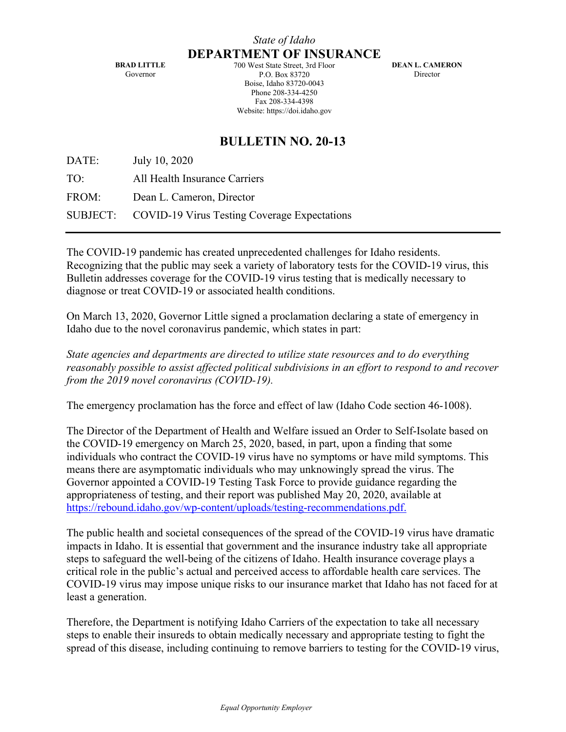*State of Idaho*

# DEPARTMENT OF INSURANCE

**BRAD LITTLE**
Governor

700 West State Street, 3rd Floor
P.O. Box 83720
Boise, Idaho 83720-0043
Phone 208-334-4250
Fax 208-334-4398
Website: https://doi.idaho.gov

**DEAN L. CAMERON**
Director

## BULLETIN NO. 20-13

| | |
|---|---|
| DATE: | July 10, 2020 |
| TO: | All Health Insurance Carriers |
| FROM: | Dean L. Cameron, Director |
| SUBJECT: | COVID-19 Virus Testing Coverage Expectations |

---

The COVID-19 pandemic has created unprecedented challenges for Idaho residents. Recognizing that the public may seek a variety of laboratory tests for the COVID-19 virus, this Bulletin addresses coverage for the COVID-19 virus testing that is medically necessary to diagnose or treat COVID-19 or associated health conditions.

On March 13, 2020, Governor Little signed a proclamation declaring a state of emergency in Idaho due to the novel coronavirus pandemic, which states in part:

*State agencies and departments are directed to utilize state resources and to do everything reasonably possible to assist affected political subdivisions in an effort to respond to and recover from the 2019 novel coronavirus (COVID-19).*

The emergency proclamation has the force and effect of law (Idaho Code section 46-1008).

The Director of the Department of Health and Welfare issued an Order to Self-Isolate based on the COVID-19 emergency on March 25, 2020, based, in part, upon a finding that some individuals who contract the COVID-19 virus have no symptoms or have mild symptoms. This means there are asymptomatic individuals who may unknowingly spread the virus. The Governor appointed a COVID-19 Testing Task Force to provide guidance regarding the appropriateness of testing, and their report was published May 20, 2020, available at https://rebound.idaho.gov/wp-content/uploads/testing-recommendations.pdf.

The public health and societal consequences of the spread of the COVID-19 virus have dramatic impacts in Idaho. It is essential that government and the insurance industry take all appropriate steps to safeguard the well-being of the citizens of Idaho. Health insurance coverage plays a critical role in the public's actual and perceived access to affordable health care services. The COVID-19 virus may impose unique risks to our insurance market that Idaho has not faced for at least a generation.

Therefore, the Department is notifying Idaho Carriers of the expectation to take all necessary steps to enable their insureds to obtain medically necessary and appropriate testing to fight the spread of this disease, including continuing to remove barriers to testing for the COVID-19 virus,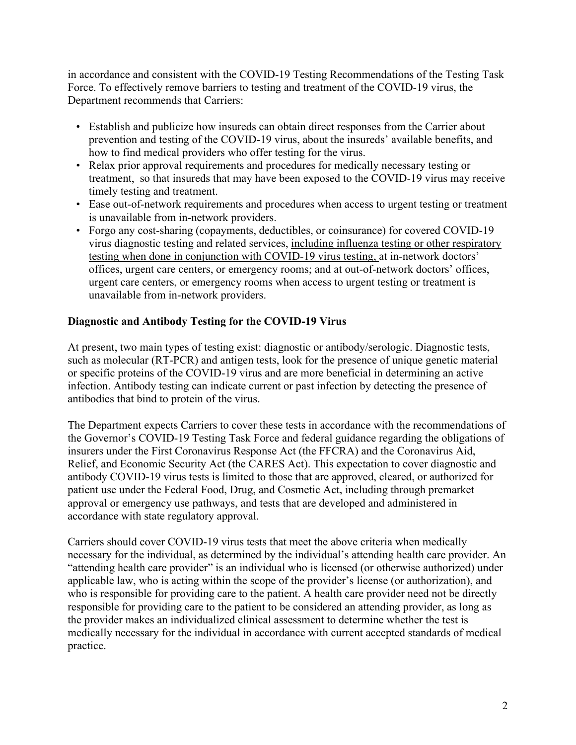in accordance and consistent with the COVID-19 Testing Recommendations of the Testing Task Force. To effectively remove barriers to testing and treatment of the COVID-19 virus, the Department recommends that Carriers:

- Establish and publicize how insureds can obtain direct responses from the Carrier about prevention and testing of the COVID-19 virus, about the insureds' available benefits, and how to find medical providers who offer testing for the virus.
- Relax prior approval requirements and procedures for medically necessary testing or treatment, so that insureds that may have been exposed to the COVID-19 virus may receive timely testing and treatment.
- Ease out-of-network requirements and procedures when access to urgent testing or treatment is unavailable from in-network providers.
- Forgo any cost-sharing (copayments, deductibles, or coinsurance) for covered COVID-19 virus diagnostic testing and related services, <u>including influenza testing or other respiratory testing when done in conjunction with COVID-19 virus testing,</u> at in-network doctors' offices, urgent care centers, or emergency rooms; and at out-of-network doctors' offices, urgent care centers, or emergency rooms when access to urgent testing or treatment is unavailable from in-network providers.

**Diagnostic and Antibody Testing for the COVID-19 Virus**

At present, two main types of testing exist: diagnostic or antibody/serologic. Diagnostic tests, such as molecular (RT-PCR) and antigen tests, look for the presence of unique genetic material or specific proteins of the COVID-19 virus and are more beneficial in determining an active infection. Antibody testing can indicate current or past infection by detecting the presence of antibodies that bind to protein of the virus.

The Department expects Carriers to cover these tests in accordance with the recommendations of the Governor's COVID-19 Testing Task Force and federal guidance regarding the obligations of insurers under the First Coronavirus Response Act (the FFCRA) and the Coronavirus Aid, Relief, and Economic Security Act (the CARES Act). This expectation to cover diagnostic and antibody COVID-19 virus tests is limited to those that are approved, cleared, or authorized for patient use under the Federal Food, Drug, and Cosmetic Act, including through premarket approval or emergency use pathways, and tests that are developed and administered in accordance with state regulatory approval.

Carriers should cover COVID-19 virus tests that meet the above criteria when medically necessary for the individual, as determined by the individual's attending health care provider. An "attending health care provider" is an individual who is licensed (or otherwise authorized) under applicable law, who is acting within the scope of the provider's license (or authorization), and who is responsible for providing care to the patient. A health care provider need not be directly responsible for providing care to the patient to be considered an attending provider, as long as the provider makes an individualized clinical assessment to determine whether the test is medically necessary for the individual in accordance with current accepted standards of medical practice.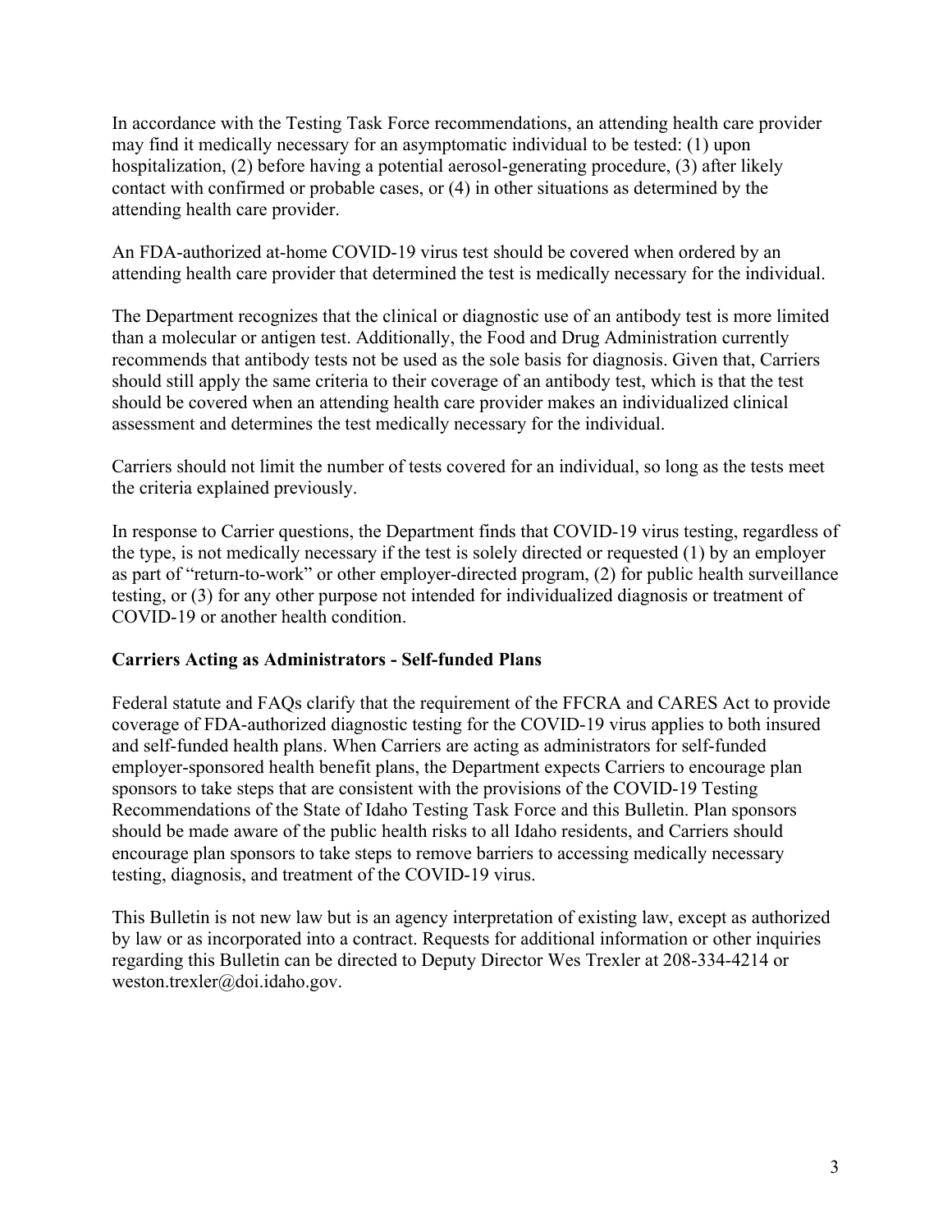In accordance with the Testing Task Force recommendations, an attending health care provider may find it medically necessary for an asymptomatic individual to be tested: (1) upon hospitalization, (2) before having a potential aerosol-generating procedure, (3) after likely contact with confirmed or probable cases, or (4) in other situations as determined by the attending health care provider.

An FDA-authorized at-home COVID-19 virus test should be covered when ordered by an attending health care provider that determined the test is medically necessary for the individual.

The Department recognizes that the clinical or diagnostic use of an antibody test is more limited than a molecular or antigen test. Additionally, the Food and Drug Administration currently recommends that antibody tests not be used as the sole basis for diagnosis. Given that, Carriers should still apply the same criteria to their coverage of an antibody test, which is that the test should be covered when an attending health care provider makes an individualized clinical assessment and determines the test medically necessary for the individual.

Carriers should not limit the number of tests covered for an individual, so long as the tests meet the criteria explained previously.

In response to Carrier questions, the Department finds that COVID-19 virus testing, regardless of the type, is not medically necessary if the test is solely directed or requested (1) by an employer as part of "return-to-work" or other employer-directed program, (2) for public health surveillance testing, or (3) for any other purpose not intended for individualized diagnosis or treatment of COVID-19 or another health condition.

**Carriers Acting as Administrators - Self-funded Plans**

Federal statute and FAQs clarify that the requirement of the FFCRA and CARES Act to provide coverage of FDA-authorized diagnostic testing for the COVID-19 virus applies to both insured and self-funded health plans. When Carriers are acting as administrators for self-funded employer-sponsored health benefit plans, the Department expects Carriers to encourage plan sponsors to take steps that are consistent with the provisions of the COVID-19 Testing Recommendations of the State of Idaho Testing Task Force and this Bulletin. Plan sponsors should be made aware of the public health risks to all Idaho residents, and Carriers should encourage plan sponsors to take steps to remove barriers to accessing medically necessary testing, diagnosis, and treatment of the COVID-19 virus.

This Bulletin is not new law but is an agency interpretation of existing law, except as authorized by law or as incorporated into a contract. Requests for additional information or other inquiries regarding this Bulletin can be directed to Deputy Director Wes Trexler at 208-334-4214 or weston.trexler@doi.idaho.gov.